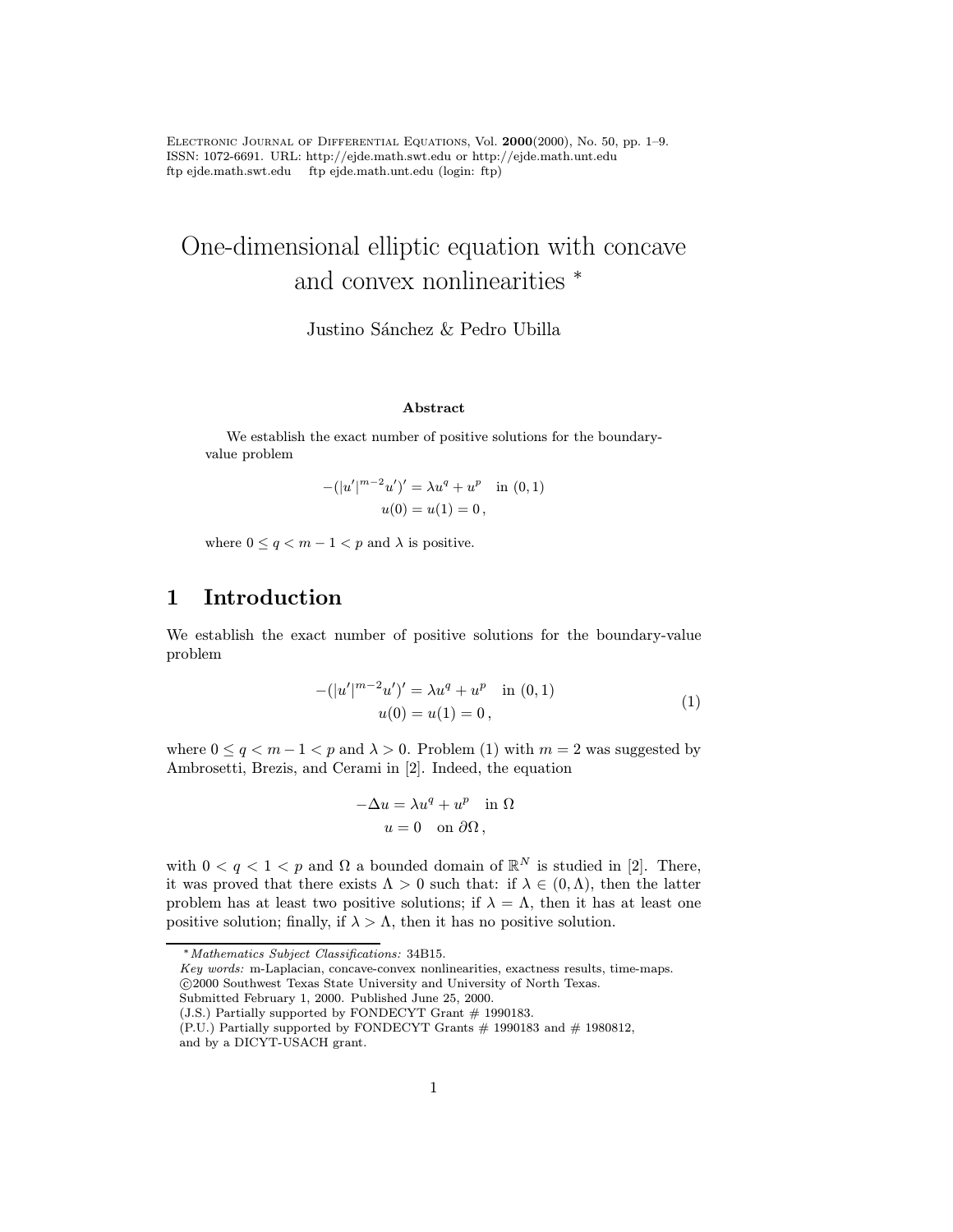# One-dimensional elliptic equation with concave and convex nonlinearities *

Justino Sánchez & Pedro Ubilla

### Abstract

We establish the exact number of positive solutions for the boundary-value problem

$$
\begin{aligned}
-(|u'|^{m-2}u')' &= \lambda u^q + u^p \quad \text{in } (0,1) \\
u(0) = u(1) &= 0\,,
\end{aligned}
$$

where $0 \le q < m-1 < p$ and $\lambda$ is positive.

## 1 Introduction

We establish the exact number of positive solutions for the boundary-value problem

$$
\begin{aligned}
-(|u'|^{m-2}u')' &= \lambda u^q + u^p \quad \text{in } (0,1) \\
u(0) = u(1) &= 0\,,
\end{aligned}
\tag{1}
$$

where $0 \le q < m-1 < p$ and $\lambda > 0$. Problem (1) with $m = 2$ was suggested by Ambrosetti, Brezis, and Cerami in [2]. Indeed, the equation

$$
\begin{aligned}
-\Delta u &= \lambda u^q + u^p \quad \text{in } \Omega \\
u &= 0 \quad \text{on } \partial\Omega\,,
\end{aligned}
$$

with $0 < q < 1 < p$ and $\Omega$ a bounded domain of $\mathbb{R}^N$ is studied in [2]. There, it was proved that there exists $\Lambda > 0$ such that: if $\lambda \in (0, \Lambda)$, then the latter problem has at least two positive solutions; if $\lambda = \Lambda$, then it has at least one positive solution; finally, if $\lambda > \Lambda$, then it has no positive solution.

---

* *Mathematics Subject Classifications:* 34B15.
*Key words:* m-Laplacian, concave-convex nonlinearities, exactness results, time-maps.
©2000 Southwest Texas State University and University of North Texas.
Submitted February 1, 2000. Published June 25, 2000.
(J.S.) Partially supported by FONDECYT Grant # 1990183.
(P.U.) Partially supported by FONDECYT Grants # 1990183 and # 1980812, and by a DICYT-USACH grant.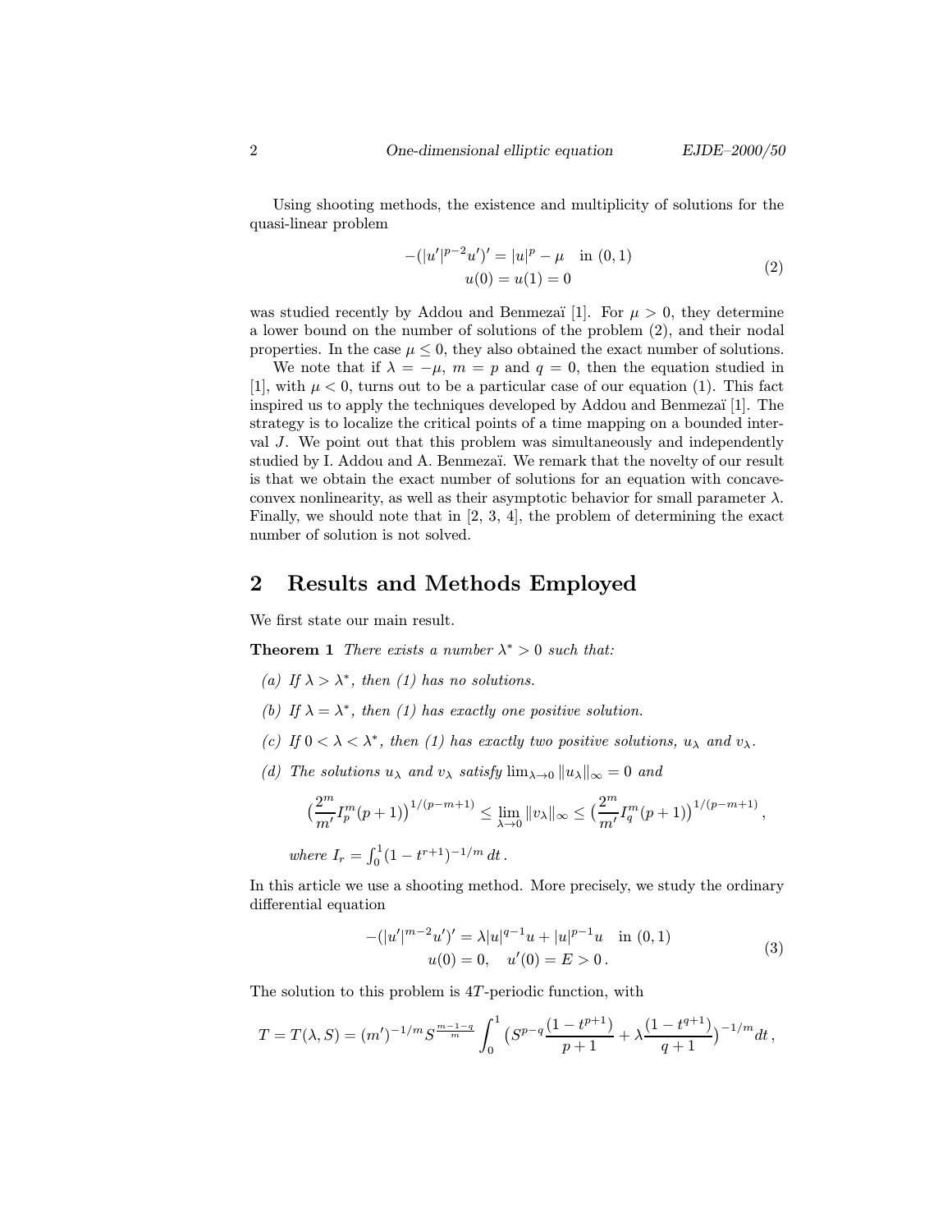Using shooting methods, the existence and multiplicity of solutions for the quasi-linear problem

$$
\begin{gathered}
-(|u'|^{p-2}u')' = |u|^p - \mu \quad \text{in } (0,1) \\
u(0) = u(1) = 0
\end{gathered}
\tag{2}
$$

was studied recently by Addou and Benmezaï [1]. For $\mu > 0$, they determine a lower bound on the number of solutions of the problem (2), and their nodal properties. In the case $\mu \le 0$, they also obtained the exact number of solutions.

We note that if $\lambda = -\mu$, $m = p$ and $q = 0$, then the equation studied in [1], with $\mu < 0$, turns out to be a particular case of our equation (1). This fact inspired us to apply the techniques developed by Addou and Benmezaï [1]. The strategy is to localize the critical points of a time mapping on a bounded interval $J$. We point out that this problem was simultaneously and independently studied by I. Addou and A. Benmezaï. We remark that the novelty of our result is that we obtain the exact number of solutions for an equation with concave-convex nonlinearity, as well as their asymptotic behavior for small parameter $\lambda$. Finally, we should note that in [2, 3, 4], the problem of determining the exact number of solution is not solved.

## 2 Results and Methods Employed

We first state our main result.

**Theorem 1** *There exists a number $\lambda^* > 0$ such that:*

*(a) If $\lambda > \lambda^*$, then (1) has no solutions.*

*(b) If $\lambda = \lambda^*$, then (1) has exactly one positive solution.*

*(c) If $0 < \lambda < \lambda^*$, then (1) has exactly two positive solutions, $u_\lambda$ and $v_\lambda$.*

*(d) The solutions $u_\lambda$ and $v_\lambda$ satisfy $\lim_{\lambda \to 0} \|u_\lambda\|_\infty = 0$ and*

$$
\Big(\frac{2^m}{m'} I_p^m (p+1)\Big)^{1/(p-m+1)} \le \lim_{\lambda \to 0} \|v_\lambda\|_\infty \le \Big(\frac{2^m}{m'} I_q^m (p+1)\Big)^{1/(p-m+1)},
$$

*where $I_r = \int_0^1 (1 - t^{r+1})^{-1/m}\, dt$.*

In this article we use a shooting method. More precisely, we study the ordinary differential equation

$$
\begin{gathered}
-(|u'|^{m-2}u')' = \lambda |u|^{q-1}u + |u|^{p-1}u \quad \text{in } (0,1) \\
u(0) = 0, \quad u'(0) = E > 0\,.
\end{gathered}
\tag{3}
$$

The solution to this problem is $4T$-periodic function, with

$$
T = T(\lambda, S) = (m')^{-1/m} S^{\frac{m-1-q}{m}} \int_0^1 \Big(S^{p-q}\frac{(1-t^{p+1})}{p+1} + \lambda \frac{(1-t^{q+1})}{q+1}\Big)^{-1/m} dt\,,
$$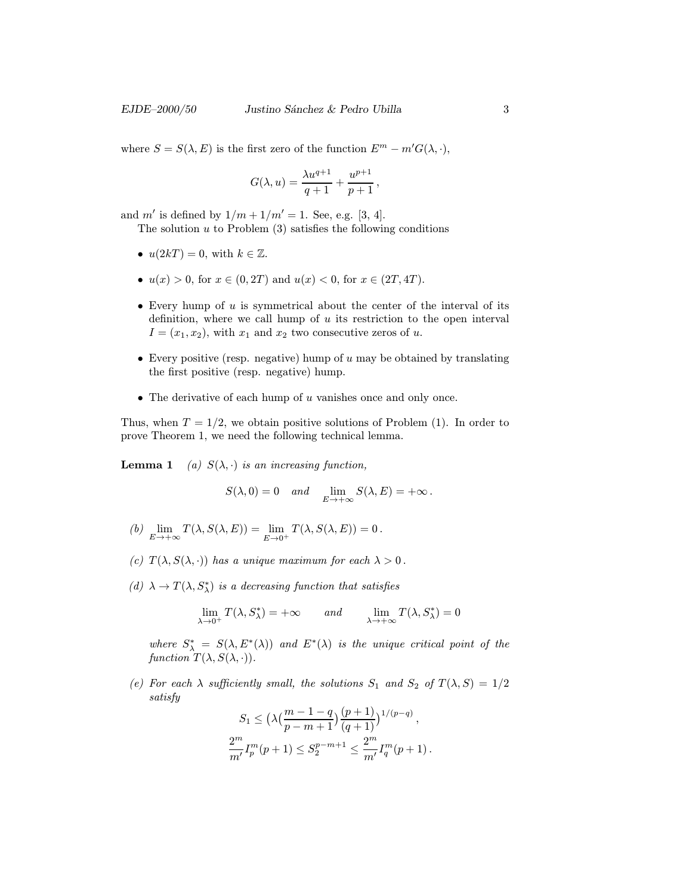where $S = S(\lambda, E)$ is the first zero of the function $E^m - m' G(\lambda, \cdot)$,

$$G(\lambda, u) = \frac{\lambda u^{q+1}}{q+1} + \frac{u^{p+1}}{p+1}\,,$$

and $m'$ is defined by $1/m + 1/m' = 1$. See, e.g. [3, 4].

The solution $u$ to Problem (3) satisfies the following conditions

- $u(2kT) = 0$, with $k \in \mathbb{Z}$.
- $u(x) > 0$, for $x \in (0, 2T)$ and $u(x) < 0$, for $x \in (2T, 4T)$.
- Every hump of $u$ is symmetrical about the center of the interval of its definition, where we call hump of $u$ its restriction to the open interval $I = (x_1, x_2)$, with $x_1$ and $x_2$ two consecutive zeros of $u$.
- Every positive (resp. negative) hump of $u$ may be obtained by translating the first positive (resp. negative) hump.
- The derivative of each hump of $u$ vanishes once and only once.

Thus, when $T = 1/2$, we obtain positive solutions of Problem (1). In order to prove Theorem 1, we need the following technical lemma.

**Lemma 1** *(a) $S(\lambda, \cdot)$ is an increasing function,*

$$S(\lambda, 0) = 0 \quad \textit{and} \quad \lim_{E \to +\infty} S(\lambda, E) = +\infty\,.$$

*(b)* $\lim_{E \to +\infty} T(\lambda, S(\lambda, E)) = \lim_{E \to 0^+} T(\lambda, S(\lambda, E)) = 0\,.$

*(c) $T(\lambda, S(\lambda, \cdot))$ has a unique maximum for each $\lambda > 0$.*

*(d) $\lambda \to T(\lambda, S^*_\lambda)$ is a decreasing function that satisfies*

$$\lim_{\lambda \to 0^+} T(\lambda, S^*_\lambda) = +\infty \qquad \textit{and} \qquad \lim_{\lambda \to +\infty} T(\lambda, S^*_\lambda) = 0$$

*where $S^*_\lambda = S(\lambda, E^*(\lambda))$ and $E^*(\lambda)$ is the unique critical point of the function $T(\lambda, S(\lambda, \cdot))$.*

*(e) For each $\lambda$ sufficiently small, the solutions $S_1$ and $S_2$ of $T(\lambda, S) = 1/2$ satisfy*

$$S_1 \le \big(\lambda \big(\frac{m-1-q}{p-m+1}\big)\frac{(p+1)}{(q+1)}\big)^{1/(p-q)}\,,$$

$$\frac{2^m}{m'} I_p^m (p+1) \le S_2^{p-m+1} \le \frac{2^m}{m'} I_q^m (p+1)\,.$$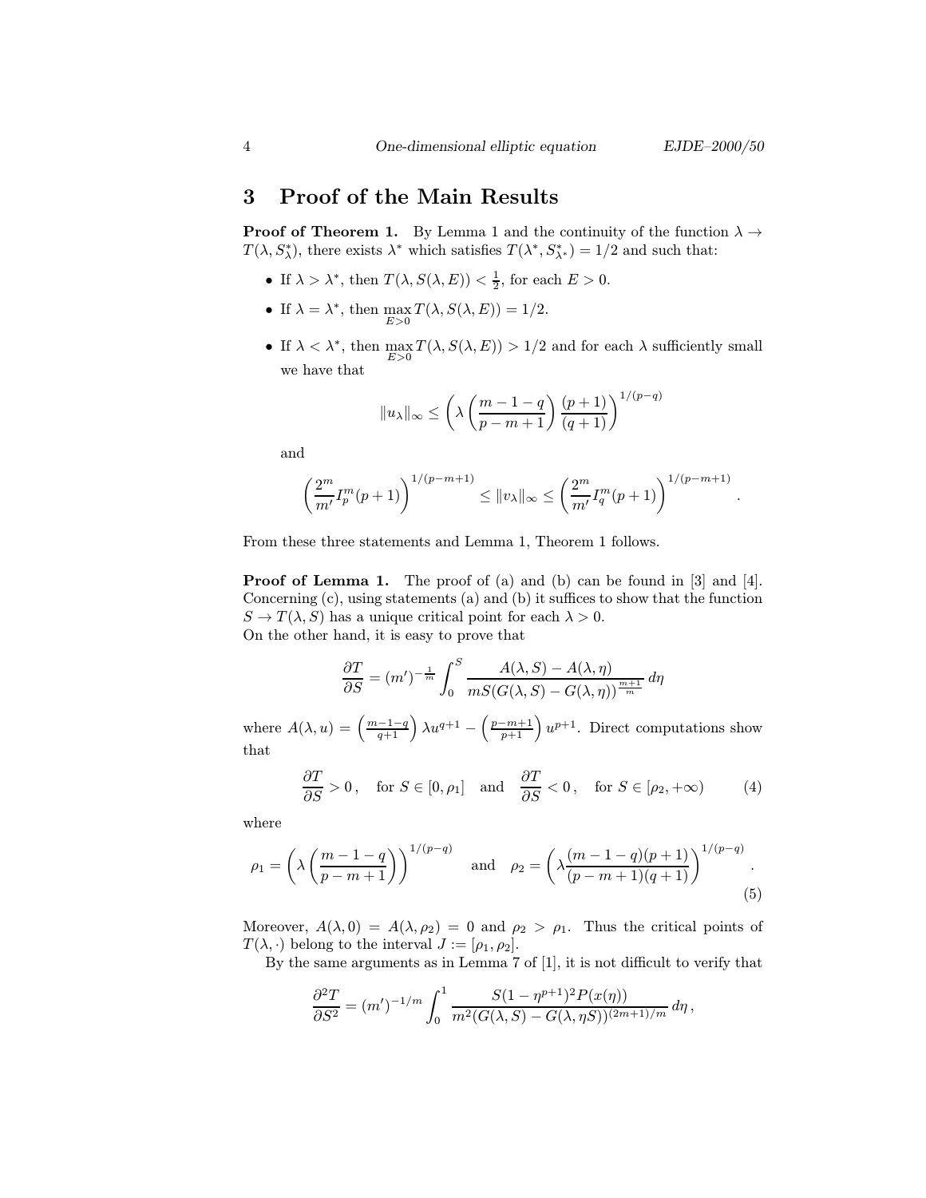## 3 Proof of the Main Results

**Proof of Theorem 1.** By Lemma 1 and the continuity of the function $\lambda \to T(\lambda, S^*_\lambda)$, there exists $\lambda^*$ which satisfies $T(\lambda^*, S^*_{\lambda^*}) = 1/2$ and such that:

- If $\lambda > \lambda^*$, then $T(\lambda, S(\lambda, E)) < \frac{1}{2}$, for each $E > 0$.
- If $\lambda = \lambda^*$, then $\max_{E>0} T(\lambda, S(\lambda, E)) = 1/2$.
- If $\lambda < \lambda^*$, then $\max_{E>0} T(\lambda, S(\lambda, E)) > 1/2$ and for each $\lambda$ sufficiently small we have that

$$\|u_\lambda\|_\infty \leq \left(\lambda \left(\frac{m-1-q}{p-m+1}\right) \frac{(p+1)}{(q+1)}\right)^{1/(p-q)}$$

and

$$\left(\frac{2^m}{m'} I_p^m (p+1)\right)^{1/(p-m+1)} \leq \|v_\lambda\|_\infty \leq \left(\frac{2^m}{m'} I_q^m (p+1)\right)^{1/(p-m+1)}.$$

From these three statements and Lemma 1, Theorem 1 follows.

**Proof of Lemma 1.** The proof of (a) and (b) can be found in [3] and [4]. Concerning (c), using statements (a) and (b) it suffices to show that the function $S \to T(\lambda, S)$ has a unique critical point for each $\lambda > 0$.
On the other hand, it is easy to prove that

$$\frac{\partial T}{\partial S} = (m')^{-\frac{1}{m}} \int_0^S \frac{A(\lambda, S) - A(\lambda, \eta)}{mS(G(\lambda, S) - G(\lambda, \eta))^{\frac{m+1}{m}}} \, d\eta$$

where $A(\lambda, u) = \left(\frac{m-1-q}{q+1}\right) \lambda u^{q+1} - \left(\frac{p-m+1}{p+1}\right) u^{p+1}$. Direct computations show that

$$\frac{\partial T}{\partial S} > 0\,, \quad \text{for } S \in [0, \rho_1] \quad \text{and} \quad \frac{\partial T}{\partial S} < 0\,, \quad \text{for } S \in [\rho_2, +\infty) \tag{4}$$

where

$$\rho_1 = \left(\lambda \left(\frac{m-1-q}{p-m+1}\right)\right)^{1/(p-q)} \quad \text{and} \quad \rho_2 = \left(\lambda \frac{(m-1-q)(p+1)}{(p-m+1)(q+1)}\right)^{1/(p-q)}. \tag{5}$$

Moreover, $A(\lambda, 0) = A(\lambda, \rho_2) = 0$ and $\rho_2 > \rho_1$. Thus the critical points of $T(\lambda, \cdot)$ belong to the interval $J := [\rho_1, \rho_2]$.

By the same arguments as in Lemma 7 of [1], it is not difficult to verify that

$$\frac{\partial^2 T}{\partial S^2} = (m')^{-1/m} \int_0^1 \frac{S(1 - \eta^{p+1})^2 P(x(\eta))}{m^2 (G(\lambda, S) - G(\lambda, \eta S))^{(2m+1)/m}} \, d\eta\,,$$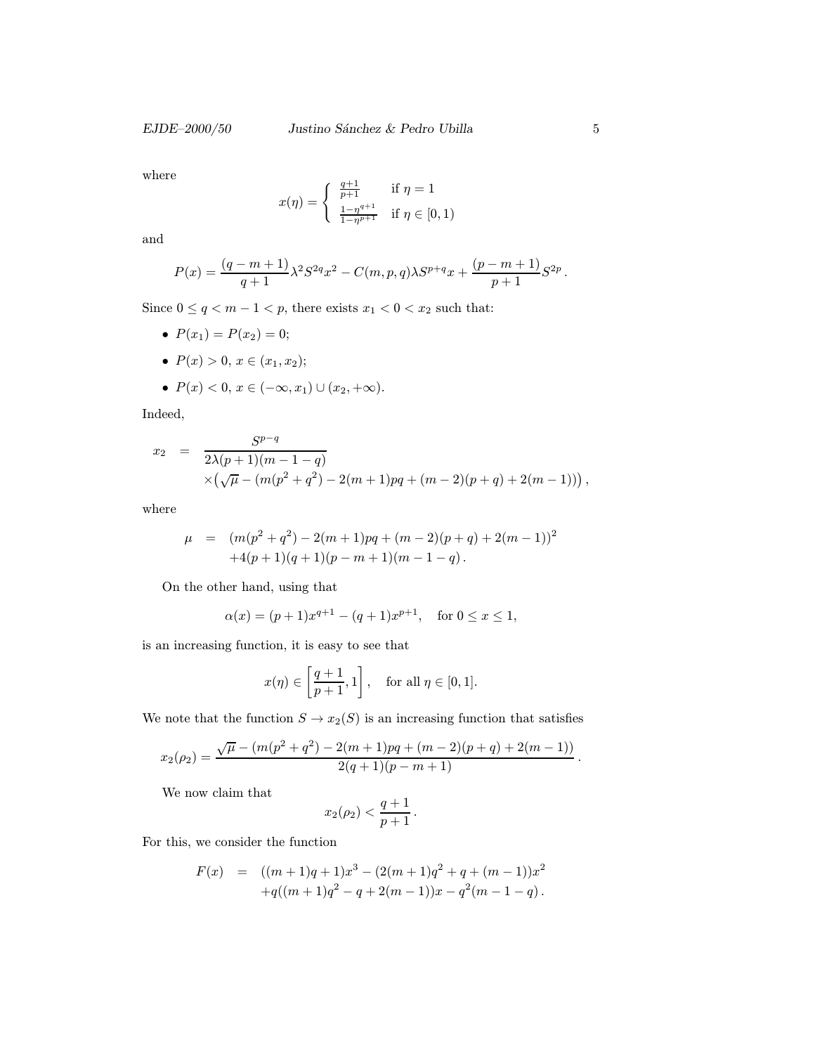where

$$
x(\eta) = \begin{cases} \frac{q+1}{p+1} & \text{if } \eta = 1 \\ \frac{1-\eta^{q+1}}{1-\eta^{p+1}} & \text{if } \eta \in [0,1) \end{cases}
$$

and

$$
P(x) = \frac{(q-m+1)}{q+1}\lambda^2 S^{2q} x^2 - C(m,p,q)\lambda S^{p+q} x + \frac{(p-m+1)}{p+1} S^{2p}\,.
$$

Since $0 \le q < m-1 < p$, there exists $x_1 < 0 < x_2$ such that:

- $P(x_1) = P(x_2) = 0$;
- $P(x) > 0$, $x \in (x_1, x_2)$;
- $P(x) < 0$, $x \in (-\infty, x_1) \cup (x_2, +\infty)$.

Indeed,

$$
\begin{aligned}
x_2 &= \frac{S^{p-q}}{2\lambda(p+1)(m-1-q)} \\
&\quad \times \left(\sqrt{\mu} - (m(p^2+q^2) - 2(m+1)pq + (m-2)(p+q) + 2(m-1))\right),
\end{aligned}
$$

where

$$
\begin{aligned}
\mu &= (m(p^2+q^2) - 2(m+1)pq + (m-2)(p+q) + 2(m-1))^2 \\
&\quad + 4(p+1)(q+1)(p-m+1)(m-1-q)\,.
\end{aligned}
$$

On the other hand, using that

$$
\alpha(x) = (p+1)x^{q+1} - (q+1)x^{p+1}, \quad \text{for } 0 \le x \le 1,
$$

is an increasing function, it is easy to see that

$$
x(\eta) \in \left[\frac{q+1}{p+1}, 1\right], \quad \text{for all } \eta \in [0,1].
$$

We note that the function $S \to x_2(S)$ is an increasing function that satisfies

$$
x_2(\rho_2) = \frac{\sqrt{\mu} - (m(p^2+q^2) - 2(m+1)pq + (m-2)(p+q) + 2(m-1))}{2(q+1)(p-m+1)}\,.
$$

We now claim that

$$
x_2(\rho_2) < \frac{q+1}{p+1}\,.
$$

For this, we consider the function

$$
\begin{aligned}
F(x) &= ((m+1)q+1)x^3 - (2(m+1)q^2 + q + (m-1))x^2 \\
&\quad + q((m+1)q^2 - q + 2(m-1))x - q^2(m-1-q)\,.
\end{aligned}
$$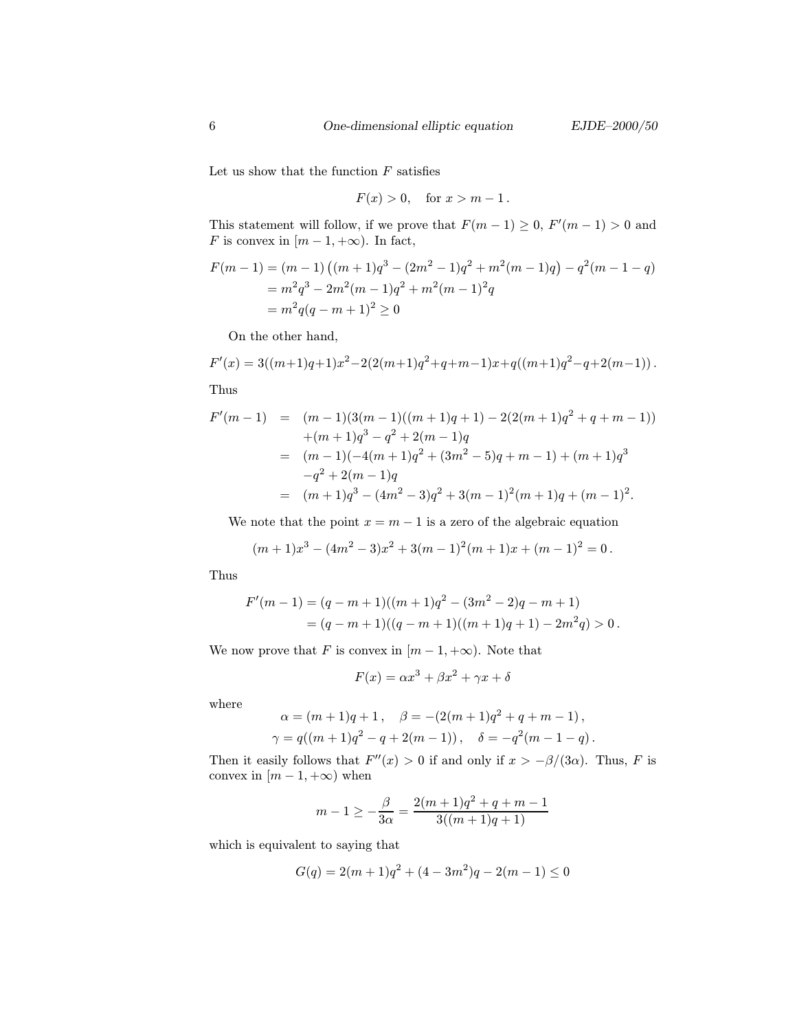Let us show that the function $F$ satisfies

$$F(x) > 0, \quad \text{for } x > m - 1\,.$$

This statement will follow, if we prove that $F(m-1) \geq 0$, $F'(m-1) > 0$ and $F$ is convex in $[m-1, +\infty)$. In fact,

$$\begin{aligned}
F(m-1) &= (m-1)\left((m+1)q^3 - (2m^2-1)q^2 + m^2(m-1)q\right) - q^2(m-1-q) \\
&= m^2q^3 - 2m^2(m-1)q^2 + m^2(m-1)^2q \\
&= m^2q(q-m+1)^2 \geq 0
\end{aligned}$$

On the other hand,

$$F'(x) = 3((m+1)q+1)x^2 - 2(2(m+1)q^2+q+m-1)x + q((m+1)q^2-q+2(m-1))\,.$$

Thus

$$\begin{aligned}
F'(m-1) &= (m-1)(3(m-1)((m+1)q+1) - 2(2(m+1)q^2+q+m-1)) \\
&\quad +(m+1)q^3 - q^2 + 2(m-1)q \\
&= (m-1)(-4(m+1)q^2 + (3m^2-5)q + m-1) + (m+1)q^3 \\
&\quad -q^2 + 2(m-1)q \\
&= (m+1)q^3 - (4m^2-3)q^2 + 3(m-1)^2(m+1)q + (m-1)^2.
\end{aligned}$$

We note that the point $x = m-1$ is a zero of the algebraic equation

$$(m+1)x^3 - (4m^2-3)x^2 + 3(m-1)^2(m+1)x + (m-1)^2 = 0\,.$$

Thus

$$\begin{aligned}
F'(m-1) &= (q-m+1)((m+1)q^2 - (3m^2-2)q - m + 1) \\
&= (q-m+1)((q-m+1)((m+1)q+1) - 2m^2q) > 0\,.
\end{aligned}$$

We now prove that $F$ is convex in $[m-1, +\infty)$. Note that

$$F(x) = \alpha x^3 + \beta x^2 + \gamma x + \delta$$

where

$$\begin{gathered}
\alpha = (m+1)q+1\,, \quad \beta = -(2(m+1)q^2 + q + m - 1)\,, \\
\gamma = q((m+1)q^2 - q + 2(m-1))\,, \quad \delta = -q^2(m-1-q)\,.
\end{gathered}$$

Then it easily follows that $F''(x) > 0$ if and only if $x > -\beta/(3\alpha)$. Thus, $F$ is convex in $[m-1, +\infty)$ when

$$m - 1 \geq -\frac{\beta}{3\alpha} = \frac{2(m+1)q^2 + q + m - 1}{3((m+1)q+1)}$$

which is equivalent to saying that

$$G(q) = 2(m+1)q^2 + (4-3m^2)q - 2(m-1) \leq 0$$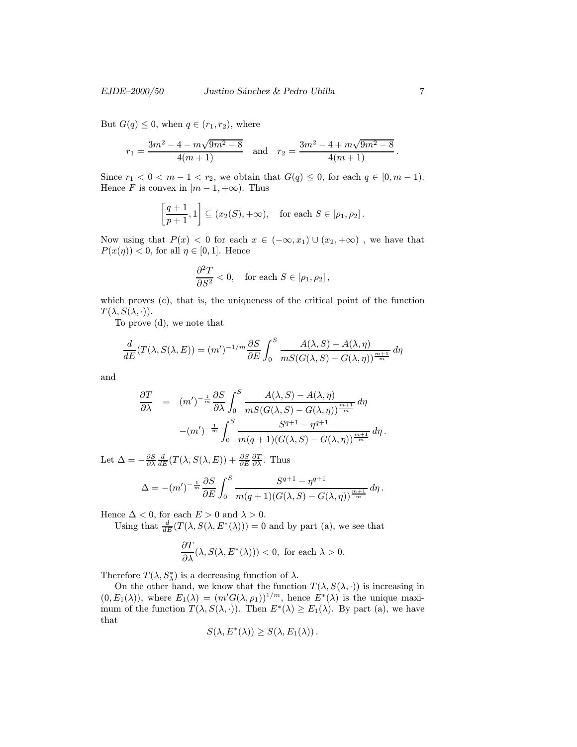But $G(q) \leq 0$, when $q \in (r_1, r_2)$, where

$$r_1 = \frac{3m^2 - 4 - m\sqrt{9m^2 - 8}}{4(m+1)} \quad \text{and} \quad r_2 = \frac{3m^2 - 4 + m\sqrt{9m^2 - 8}}{4(m+1)}\,.$$

Since $r_1 < 0 < m - 1 < r_2$, we obtain that $G(q) \leq 0$, for each $q \in [0, m-1)$. Hence $F$ is convex in $[m-1, +\infty)$. Thus

$$\left[\frac{q+1}{p+1}, 1\right] \subseteq (x_2(S), +\infty), \quad \text{for each } S \in [\rho_1, \rho_2]\,.$$

Now using that $P(x) < 0$ for each $x \in (-\infty, x_1) \cup (x_2, +\infty)$ , we have that $P(x(\eta)) < 0$, for all $\eta \in [0, 1]$. Hence

$$\frac{\partial^2 T}{\partial S^2} < 0, \quad \text{for each } S \in [\rho_1, \rho_2]\,,$$

which proves (c), that is, the uniqueness of the critical point of the function $T(\lambda, S(\lambda, \cdot))$.

To prove (d), we note that

$$\frac{d}{dE}(T(\lambda, S(\lambda, E)) = (m')^{-1/m} \frac{\partial S}{\partial E} \int_0^S \frac{A(\lambda, S) - A(\lambda, \eta)}{mS(G(\lambda, S) - G(\lambda, \eta))^{\frac{m+1}{m}}}\, d\eta$$

and

$$\begin{aligned}
\frac{\partial T}{\partial \lambda} &= (m')^{-\frac{1}{m}} \frac{\partial S}{\partial \lambda} \int_0^S \frac{A(\lambda, S) - A(\lambda, \eta)}{mS(G(\lambda, S) - G(\lambda, \eta))^{\frac{m+1}{m}}}\, d\eta \\
&\quad - (m')^{-\frac{1}{m}} \int_0^S \frac{S^{q+1} - \eta^{q+1}}{m(q+1)(G(\lambda, S) - G(\lambda, \eta))^{\frac{m+1}{m}}}\, d\eta\,.
\end{aligned}$$

Let $\Delta = -\frac{\partial S}{\partial \lambda} \frac{d}{dE}(T(\lambda, S(\lambda, E)) + \frac{\partial S}{\partial E} \frac{\partial T}{\partial \lambda}$. Thus

$$\Delta = -(m')^{-\frac{1}{m}} \frac{\partial S}{\partial E} \int_0^S \frac{S^{q+1} - \eta^{q+1}}{m(q+1)(G(\lambda, S) - G(\lambda, \eta))^{\frac{m+1}{m}}}\, d\eta\,.$$

Hence $\Delta < 0$, for each $E > 0$ and $\lambda > 0$.

Using that $\frac{d}{dE}(T(\lambda, S(\lambda, E^*(\lambda))) = 0$ and by part (a), we see that

$$\frac{\partial T}{\partial \lambda}(\lambda, S(\lambda, E^*(\lambda))) < 0, \text{ for each } \lambda > 0.$$

Therefore $T(\lambda, S^*_\lambda)$ is a decreasing function of $\lambda$.

On the other hand, we know that the function $T(\lambda, S(\lambda, \cdot))$ is increasing in $(0, E_1(\lambda))$, where $E_1(\lambda) = (m'G(\lambda, \rho_1))^{1/m}$, hence $E^*(\lambda)$ is the unique maximum of the function $T(\lambda, S(\lambda, \cdot))$. Then $E^*(\lambda) \geq E_1(\lambda)$. By part (a), we have that

$$S(\lambda, E^*(\lambda)) \geq S(\lambda, E_1(\lambda))\,.$$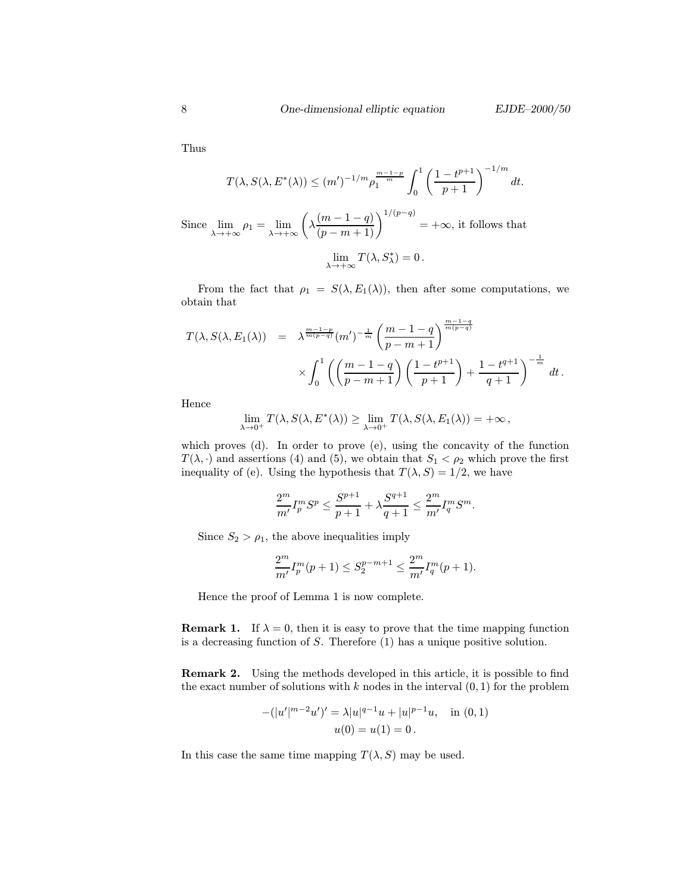Thus

$$T(\lambda, S(\lambda, E^*(\lambda)) \leq (m')^{-1/m} \rho_1^{\frac{m-1-p}{m}} \int_0^1 \left( \frac{1-t^{p+1}}{p+1} \right)^{-1/m} dt.$$

Since $\lim_{\lambda \to +\infty} \rho_1 = \lim_{\lambda \to +\infty} \left( \lambda \frac{(m-1-q)}{(p-m+1)} \right)^{1/(p-q)} = +\infty$, it follows that

$$\lim_{\lambda \to +\infty} T(\lambda, S^*_\lambda) = 0\,.$$

From the fact that $\rho_1 = S(\lambda, E_1(\lambda))$, then after some computations, we obtain that

$$\begin{aligned} T(\lambda, S(\lambda, E_1(\lambda)) &= \lambda^{\frac{m-1-p}{m(p-q)}} (m')^{-\frac{1}{m}} \left( \frac{m-1-q}{p-m+1} \right)^{\frac{m-1-q}{m(p-q)}} \\ &\quad \times \int_0^1 \left( \left( \frac{m-1-q}{p-m+1} \right) \left( \frac{1-t^{p+1}}{p+1} \right) + \frac{1-t^{q+1}}{q+1} \right)^{-\frac{1}{m}} dt\,. \end{aligned}$$

Hence

$$\lim_{\lambda \to 0^+} T(\lambda, S(\lambda, E^*(\lambda)) \geq \lim_{\lambda \to 0^+} T(\lambda, S(\lambda, E_1(\lambda)) = +\infty\,,$$

which proves (d). In order to prove (e), using the concavity of the function $T(\lambda, \cdot)$ and assertions (4) and (5), we obtain that $S_1 < \rho_2$ which prove the first inequality of (e). Using the hypothesis that $T(\lambda, S) = 1/2$, we have

$$\frac{2^m}{m'} I_p^m S^p \leq \frac{S^{p+1}}{p+1} + \lambda \frac{S^{q+1}}{q+1} \leq \frac{2^m}{m'} I_q^m S^m.$$

Since $S_2 > \rho_1$, the above inequalities imply

$$\frac{2^m}{m'} I_p^m (p+1) \leq S_2^{p-m+1} \leq \frac{2^m}{m'} I_q^m (p+1).$$

Hence the proof of Lemma 1 is now complete.

**Remark 1.** If $\lambda = 0$, then it is easy to prove that the time mapping function is a decreasing function of $S$. Therefore (1) has a unique positive solution.

**Remark 2.** Using the methods developed in this article, it is possible to find the exact number of solutions with $k$ nodes in the interval $(0,1)$ for the problem

$$\begin{gathered} -(|u'|^{m-2}u')' = \lambda |u|^{q-1}u + |u|^{p-1}u, \quad \text{in } (0,1) \\ u(0) = u(1) = 0\,. \end{gathered}$$

In this case the same time mapping $T(\lambda, S)$ may be used.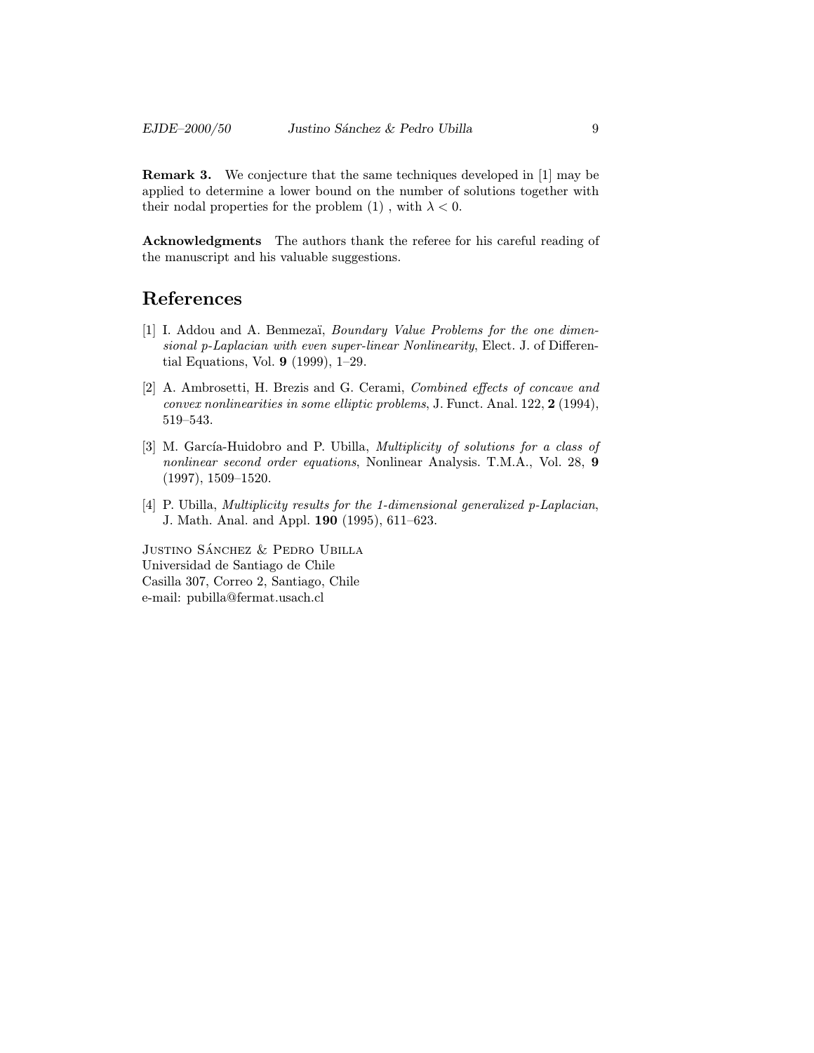**Remark 3.** We conjecture that the same techniques developed in [1] may be applied to determine a lower bound on the number of solutions together with their nodal properties for the problem (1) , with $\lambda < 0$.

**Acknowledgments** The authors thank the referee for his careful reading of the manuscript and his valuable suggestions.

# References

[1] I. Addou and A. Benmezaï, *Boundary Value Problems for the one dimensional p-Laplacian with even super-linear Nonlinearity*, Elect. J. of Differential Equations, Vol. **9** (1999), 1–29.

[2] A. Ambrosetti, H. Brezis and G. Cerami, *Combined effects of concave and convex nonlinearities in some elliptic problems*, J. Funct. Anal. 122, **2** (1994), 519–543.

[3] M. García-Huidobro and P. Ubilla, *Multiplicity of solutions for a class of nonlinear second order equations*, Nonlinear Analysis. T.M.A., Vol. 28, **9** (1997), 1509–1520.

[4] P. Ubilla, *Multiplicity results for the 1-dimensional generalized p-Laplacian*, J. Math. Anal. and Appl. **190** (1995), 611–623.

Justino Sánchez & Pedro Ubilla
Universidad de Santiago de Chile
Casilla 307, Correo 2, Santiago, Chile
e-mail: pubilla@fermat.usach.cl